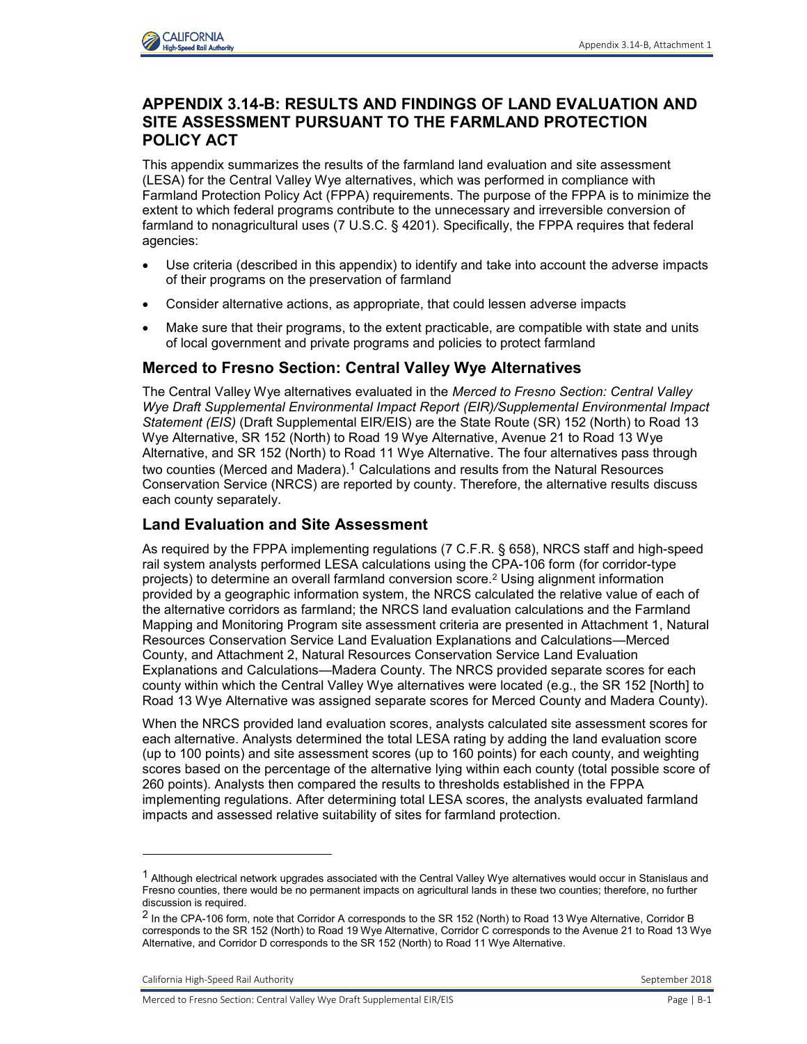# APPENDIX 3.14-B: RESULTS AND FINDINGS OF LAND EVALUATION AND SITE ASSESSMENT PURSUANT TO THE FARMLAND PROTECTION POLICY ACT

This appendix summarizes the results of the farmland land evaluation and site assessment (LESA) for the Central Valley Wye alternatives, which was performed in compliance with Farmland Protection Policy Act (FPPA) requirements. The purpose of the FPPA is to minimize the extent to which federal programs contribute to the unnecessary and irreversible conversion of farmland to nonagricultural uses (7 U.S.C. § 4201). Specifically, the FPPA requires that federal agencies:

- Use criteria (described in this appendix) to identify and take into account the adverse impacts of their programs on the preservation of farmland
- Consider alternative actions, as appropriate, that could lessen adverse impacts
- Make sure that their programs, to the extent practicable, are compatible with state and units of local government and private programs and policies to protect farmland

## Merced to Fresno Section: Central Valley Wye Alternatives

The Central Valley Wye alternatives evaluated in the *Merced to Fresno Section: Central Valley Wye Draft Supplemental Environmental Impact Report (EIR)/Supplemental Environmental Impact Statement (EIS)* (Draft Supplemental EIR/EIS) are the State Route (SR) 152 (North) to Road 13 Wye Alternative, SR 152 (North) to Road 19 Wye Alternative, Avenue 21 to Road 13 Wye Alternative, and SR 152 (North) to Road 11 Wye Alternative. The four alternatives pass through two counties (Merced and Madera).[1] Calculations and results from the Natural Resources Conservation Service (NRCS) are reported by county. Therefore, the alternative results discuss each county separately.

## Land Evaluation and Site Assessment

As required by the FPPA implementing regulations (7 C.F.R. § 658), NRCS staff and high-speed rail system analysts performed LESA calculations using the CPA-106 form (for corridor-type projects) to determine an overall farmland conversion score.[2] Using alignment information provided by a geographic information system, the NRCS calculated the relative value of each of the alternative corridors as farmland; the NRCS land evaluation calculations and the Farmland Mapping and Monitoring Program site assessment criteria are presented in Attachment 1, Natural Resources Conservation Service Land Evaluation Explanations and Calculations—Merced County, and Attachment 2, Natural Resources Conservation Service Land Evaluation Explanations and Calculations—Madera County. The NRCS provided separate scores for each county within which the Central Valley Wye alternatives were located (e.g., the SR 152 [North] to Road 13 Wye Alternative was assigned separate scores for Merced County and Madera County).

When the NRCS provided land evaluation scores, analysts calculated site assessment scores for each alternative. Analysts determined the total LESA rating by adding the land evaluation score (up to 100 points) and site assessment scores (up to 160 points) for each county, and weighting scores based on the percentage of the alternative lying within each county (total possible score of 260 points). Analysts then compared the results to thresholds established in the FPPA implementing regulations. After determining total LESA scores, the analysts evaluated farmland impacts and assessed relative suitability of sites for farmland protection.

---

[1] Although electrical network upgrades associated with the Central Valley Wye alternatives would occur in Stanislaus and Fresno counties, there would be no permanent impacts on agricultural lands in these two counties; therefore, no further discussion is required.

[2] In the CPA-106 form, note that Corridor A corresponds to the SR 152 (North) to Road 13 Wye Alternative, Corridor B corresponds to the SR 152 (North) to Road 19 Wye Alternative, Corridor C corresponds to the Avenue 21 to Road 13 Wye Alternative, and Corridor D corresponds to the SR 152 (North) to Road 11 Wye Alternative.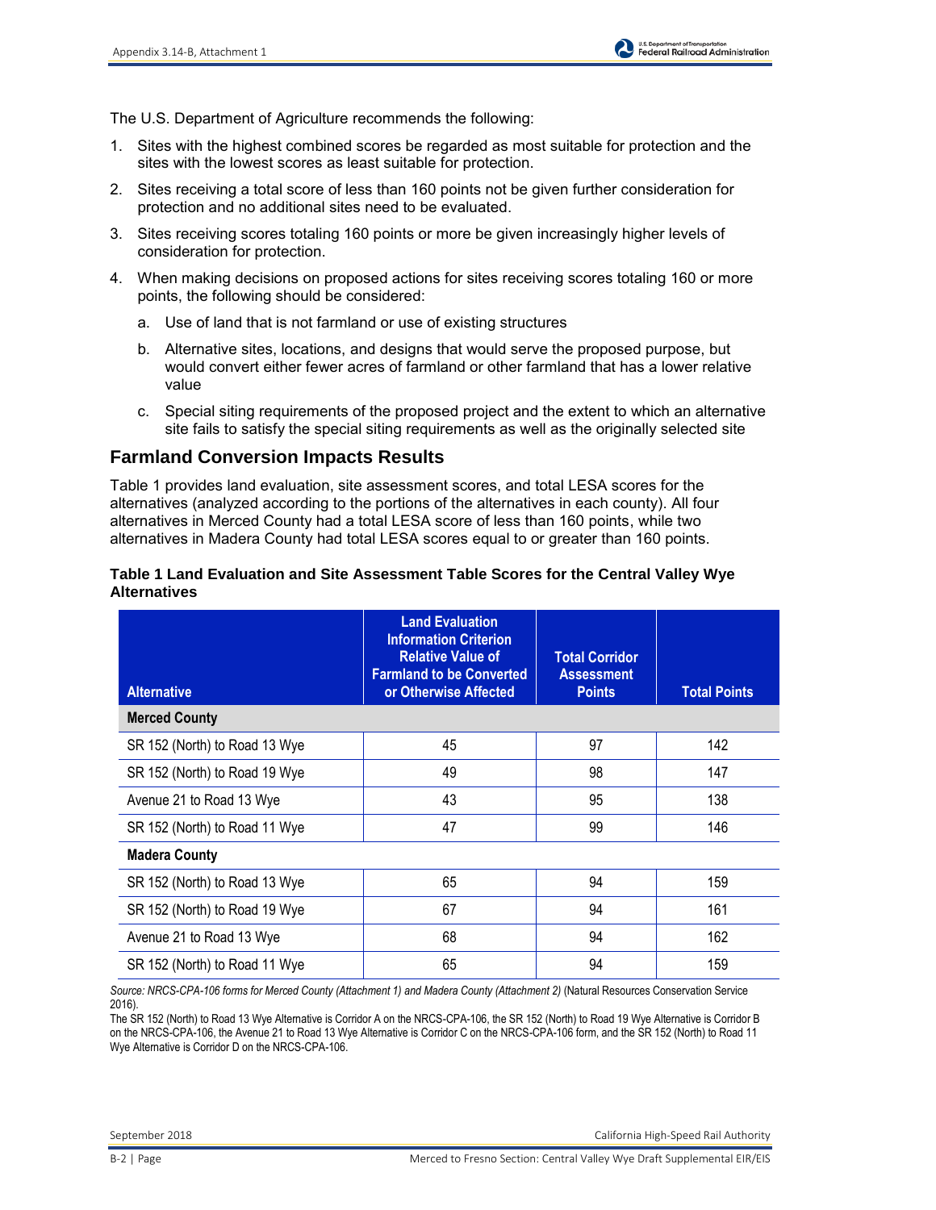The U.S. Department of Agriculture recommends the following:

1. Sites with the highest combined scores be regarded as most suitable for protection and the sites with the lowest scores as least suitable for protection.
2. Sites receiving a total score of less than 160 points not be given further consideration for protection and no additional sites need to be evaluated.
3. Sites receiving scores totaling 160 points or more be given increasingly higher levels of consideration for protection.
4. When making decisions on proposed actions for sites receiving scores totaling 160 or more points, the following should be considered:
   a. Use of land that is not farmland or use of existing structures
   b. Alternative sites, locations, and designs that would serve the proposed purpose, but would convert either fewer acres of farmland or other farmland that has a lower relative value
   c. Special siting requirements of the proposed project and the extent to which an alternative site fails to satisfy the special siting requirements as well as the originally selected site

## Farmland Conversion Impacts Results

Table 1 provides land evaluation, site assessment scores, and total LESA scores for the alternatives (analyzed according to the portions of the alternatives in each county). All four alternatives in Merced County had a total LESA score of less than 160 points, while two alternatives in Madera County had total LESA scores equal to or greater than 160 points.

**Table 1 Land Evaluation and Site Assessment Table Scores for the Central Valley Wye Alternatives**

| Alternative | Land Evaluation Information Criterion Relative Value of Farmland to be Converted or Otherwise Affected | Total Corridor Assessment Points | Total Points |
|---|---|---|---|
| **Merced County** | | | |
| SR 152 (North) to Road 13 Wye | 45 | 97 | 142 |
| SR 152 (North) to Road 19 Wye | 49 | 98 | 147 |
| Avenue 21 to Road 13 Wye | 43 | 95 | 138 |
| SR 152 (North) to Road 11 Wye | 47 | 99 | 146 |
| **Madera County** | | | |
| SR 152 (North) to Road 13 Wye | 65 | 94 | 159 |
| SR 152 (North) to Road 19 Wye | 67 | 94 | 161 |
| Avenue 21 to Road 13 Wye | 68 | 94 | 162 |
| SR 152 (North) to Road 11 Wye | 65 | 94 | 159 |

*Source: NRCS-CPA-106 forms for Merced County (Attachment 1) and Madera County (Attachment 2)* (Natural Resources Conservation Service 2016).

The SR 152 (North) to Road 13 Wye Alternative is Corridor A on the NRCS-CPA-106, the SR 152 (North) to Road 19 Wye Alternative is Corridor B on the NRCS-CPA-106, the Avenue 21 to Road 13 Wye Alternative is Corridor C on the NRCS-CPA-106 form, and the SR 152 (North) to Road 11 Wye Alternative is Corridor D on the NRCS-CPA-106.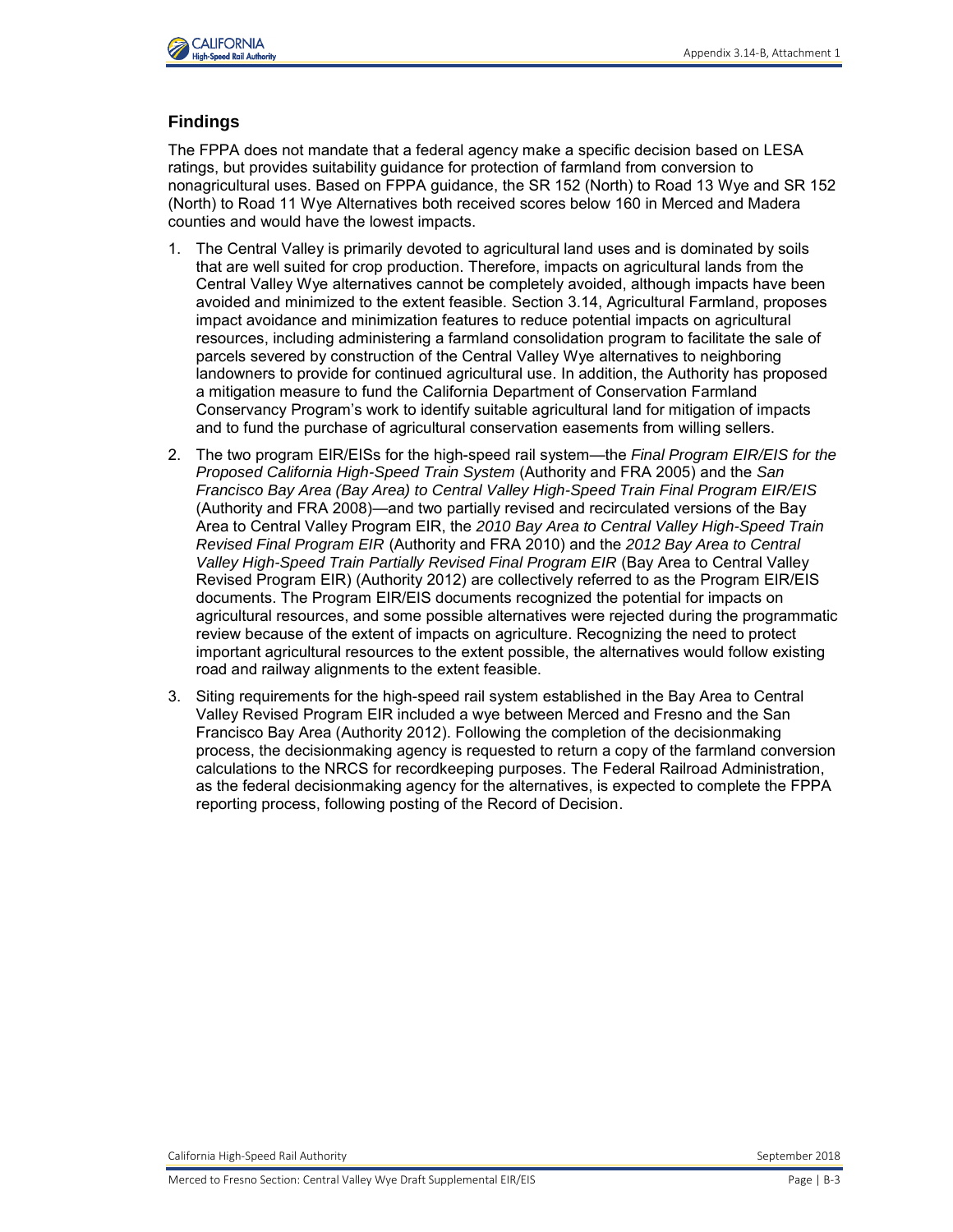## Findings

The FPPA does not mandate that a federal agency make a specific decision based on LESA ratings, but provides suitability guidance for protection of farmland from conversion to nonagricultural uses. Based on FPPA guidance, the SR 152 (North) to Road 13 Wye and SR 152 (North) to Road 11 Wye Alternatives both received scores below 160 in Merced and Madera counties and would have the lowest impacts.

1. The Central Valley is primarily devoted to agricultural land uses and is dominated by soils that are well suited for crop production. Therefore, impacts on agricultural lands from the Central Valley Wye alternatives cannot be completely avoided, although impacts have been avoided and minimized to the extent feasible. Section 3.14, Agricultural Farmland, proposes impact avoidance and minimization features to reduce potential impacts on agricultural resources, including administering a farmland consolidation program to facilitate the sale of parcels severed by construction of the Central Valley Wye alternatives to neighboring landowners to provide for continued agricultural use. In addition, the Authority has proposed a mitigation measure to fund the California Department of Conservation Farmland Conservancy Program's work to identify suitable agricultural land for mitigation of impacts and to fund the purchase of agricultural conservation easements from willing sellers.
2. The two program EIR/EISs for the high-speed rail system—the *Final Program EIR/EIS for the Proposed California High-Speed Train System* (Authority and FRA 2005) and the *San Francisco Bay Area (Bay Area) to Central Valley High-Speed Train Final Program EIR/EIS* (Authority and FRA 2008)—and two partially revised and recirculated versions of the Bay Area to Central Valley Program EIR, the *2010 Bay Area to Central Valley High-Speed Train Revised Final Program EIR* (Authority and FRA 2010) and the *2012 Bay Area to Central Valley High-Speed Train Partially Revised Final Program EIR* (Bay Area to Central Valley Revised Program EIR) (Authority 2012) are collectively referred to as the Program EIR/EIS documents. The Program EIR/EIS documents recognized the potential for impacts on agricultural resources, and some possible alternatives were rejected during the programmatic review because of the extent of impacts on agriculture. Recognizing the need to protect important agricultural resources to the extent possible, the alternatives would follow existing road and railway alignments to the extent feasible.
3. Siting requirements for the high-speed rail system established in the Bay Area to Central Valley Revised Program EIR included a wye between Merced and Fresno and the San Francisco Bay Area (Authority 2012). Following the completion of the decisionmaking process, the decisionmaking agency is requested to return a copy of the farmland conversion calculations to the NRCS for recordkeeping purposes. The Federal Railroad Administration, as the federal decisionmaking agency for the alternatives, is expected to complete the FPPA reporting process, following posting of the Record of Decision.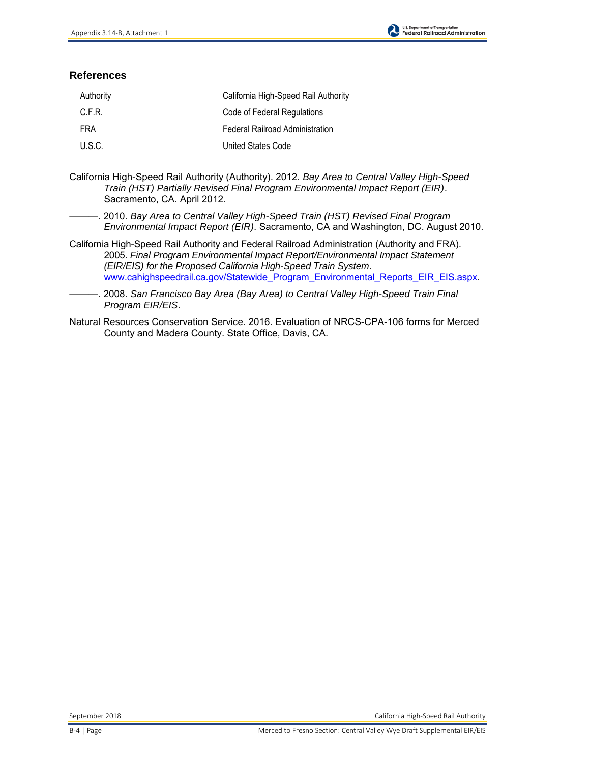## References

| | |
|---|---|
| Authority | California High-Speed Rail Authority |
| C.F.R. | Code of Federal Regulations |
| FRA | Federal Railroad Administration |
| U.S.C. | United States Code |

California High-Speed Rail Authority (Authority). 2012. *Bay Area to Central Valley High-Speed Train (HST) Partially Revised Final Program Environmental Impact Report (EIR)*. Sacramento, CA. April 2012.

———. 2010. *Bay Area to Central Valley High-Speed Train (HST) Revised Final Program Environmental Impact Report (EIR)*. Sacramento, CA and Washington, DC. August 2010.

California High-Speed Rail Authority and Federal Railroad Administration (Authority and FRA). 2005. *Final Program Environmental Impact Report/Environmental Impact Statement (EIR/EIS) for the Proposed California High-Speed Train System*. www.cahighspeedrail.ca.gov/Statewide_Program_Environmental_Reports_EIR_EIS.aspx.

———. 2008. *San Francisco Bay Area (Bay Area) to Central Valley High-Speed Train Final Program EIR/EIS*.

Natural Resources Conservation Service. 2016. Evaluation of NRCS-CPA-106 forms for Merced County and Madera County. State Office, Davis, CA.